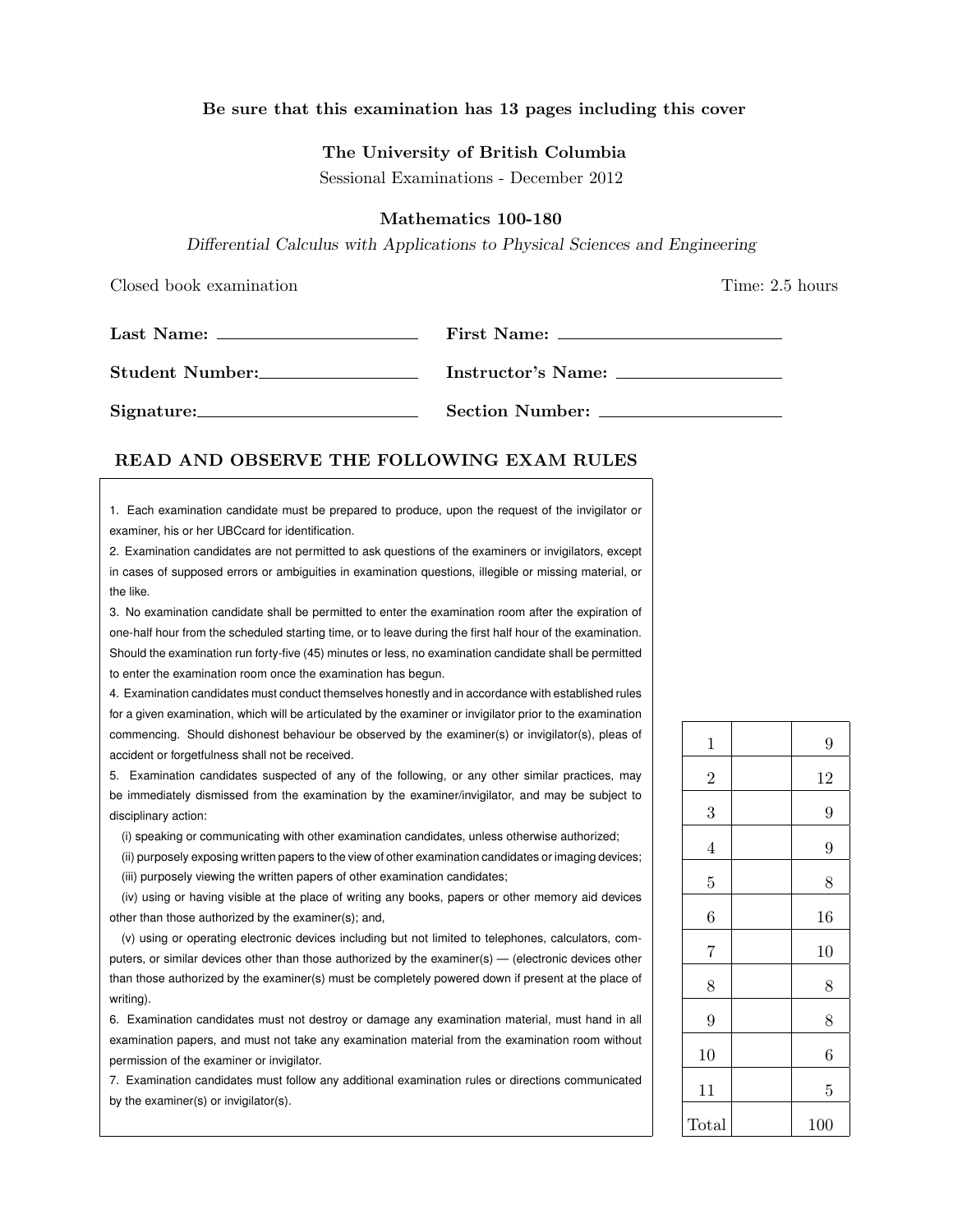**Be sure that this examination has 13 pages including this cover**

**The University of British Columbia**

Sessional Examinations - December 2012

**Mathematics 100-180**

*Differential Calculus with Applications to Physical Sciences and Engineering*

Closed book examination | Time: 2.5 hours

**Last Name:** ______________________ **First Name:** ______________________

**Student Number:** ______________________ **Instructor's Name:** ______________________

**Signature:** ______________________ **Section Number:** ______________________

## READ AND OBSERVE THE FOLLOWING EXAM RULES

1. Each examination candidate must be prepared to produce, upon the request of the invigilator or examiner, his or her UBCcard for identification.
2. Examination candidates are not permitted to ask questions of the examiners or invigilators, except in cases of supposed errors or ambiguities in examination questions, illegible or missing material, or the like.
3. No examination candidate shall be permitted to enter the examination room after the expiration of one-half hour from the scheduled starting time, or to leave during the first half hour of the examination. Should the examination run forty-five (45) minutes or less, no examination candidate shall be permitted to enter the examination room once the examination has begun.
4. Examination candidates must conduct themselves honestly and in accordance with established rules for a given examination, which will be articulated by the examiner or invigilator prior to the examination commencing. Should dishonest behaviour be observed by the examiner(s) or invigilator(s), pleas of accident or forgetfulness shall not be received.
5. Examination candidates suspected of any of the following, or any other similar practices, may be immediately dismissed from the examination by the examiner/invigilator, and may be subject to disciplinary action:

   (i) speaking or communicating with other examination candidates, unless otherwise authorized;

   (ii) purposely exposing written papers to the view of other examination candidates or imaging devices;

   (iii) purposely viewing the written papers of other examination candidates;

   (iv) using or having visible at the place of writing any books, papers or other memory aid devices other than those authorized by the examiner(s); and,

   (v) using or operating electronic devices including but not limited to telephones, calculators, computers, or similar devices other than those authorized by the examiner(s) — (electronic devices other than those authorized by the examiner(s) must be completely powered down if present at the place of writing).
6. Examination candidates must not destroy or damage any examination material, must hand in all examination papers, and must not take any examination material from the examination room without permission of the examiner or invigilator.
7. Examination candidates must follow any additional examination rules or directions communicated by the examiner(s) or invigilator(s).

| Question | Score | Max |
|---|---|---|
| 1 | | 9 |
| 2 | | 12 |
| 3 | | 9 |
| 4 | | 9 |
| 5 | | 8 |
| 6 | | 16 |
| 7 | | 10 |
| 8 | | 8 |
| 9 | | 8 |
| 10 | | 6 |
| 11 | | 5 |
| Total | | 100 |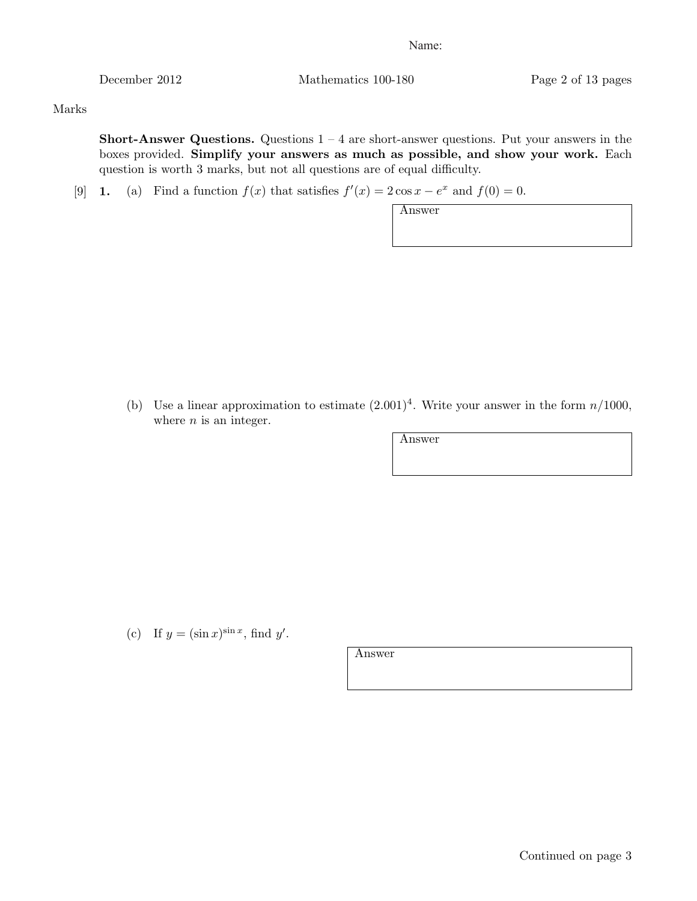Name:

Marks

**Short-Answer Questions.** Questions 1 – 4 are short-answer questions. Put your answers in the boxes provided. **Simplify your answers as much as possible, and show your work.** Each question is worth 3 marks, but not all questions are of equal difficulty.

[9] **1.** (a) Find a function $f(x)$ that satisfies $f'(x) = 2\cos x - e^x$ and $f(0) = 0$.

Answer

(b) Use a linear approximation to estimate $(2.001)^4$. Write your answer in the form $n/1000$, where $n$ is an integer.

Answer

(c) If $y = (\sin x)^{\sin x}$, find $y'$.

Answer

Continued on page 3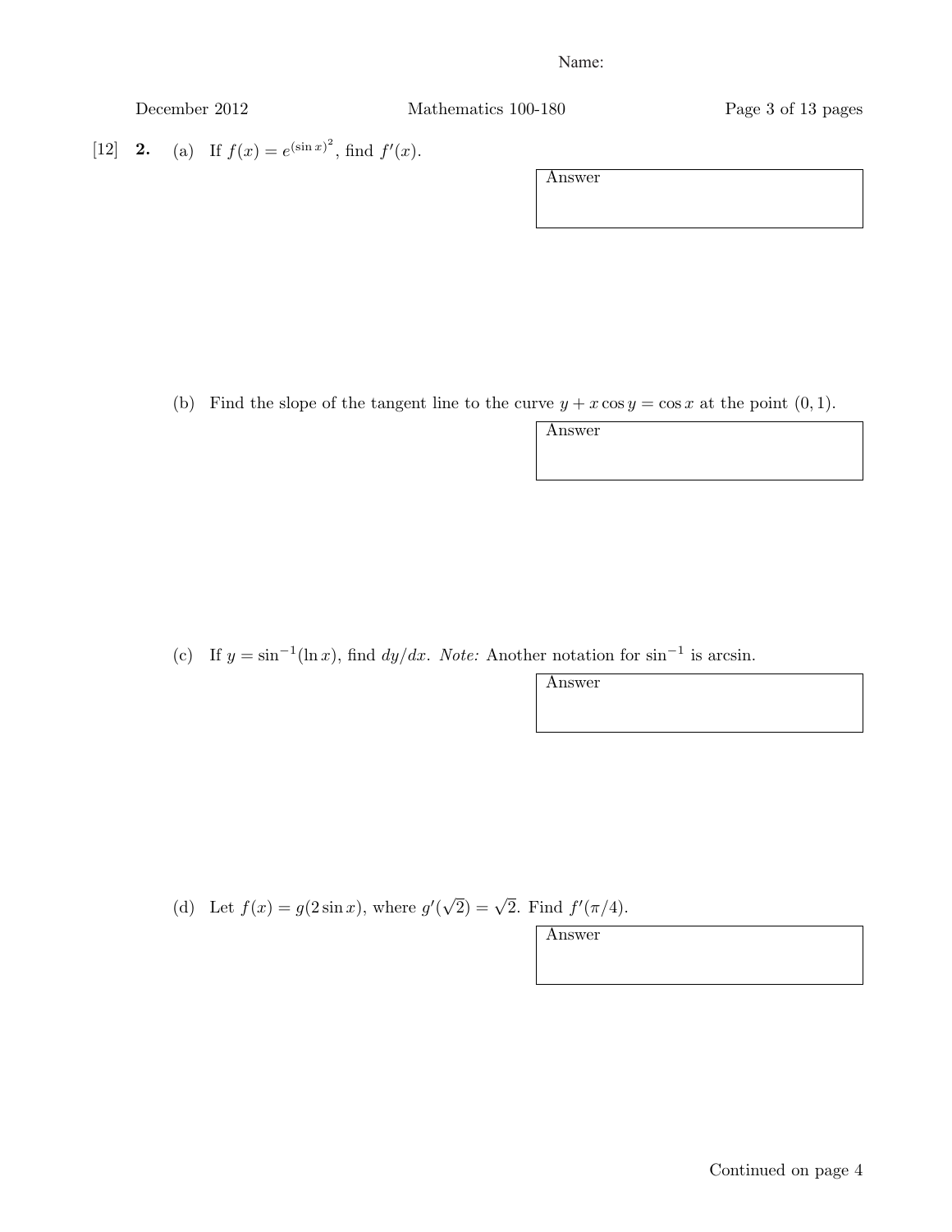Name:

[12] **2.** (a) If $f(x) = e^{(\sin x)^2}$, find $f'(x)$.

Answer

(b) Find the slope of the tangent line to the curve $y + x\cos y = \cos x$ at the point $(0, 1)$.

Answer

(c) If $y = \sin^{-1}(\ln x)$, find $dy/dx$. *Note:* Another notation for $\sin^{-1}$ is arcsin.

Answer

(d) Let $f(x) = g(2\sin x)$, where $g'(\sqrt{2}) = \sqrt{2}$. Find $f'(\pi/4)$.

Answer

Continued on page 4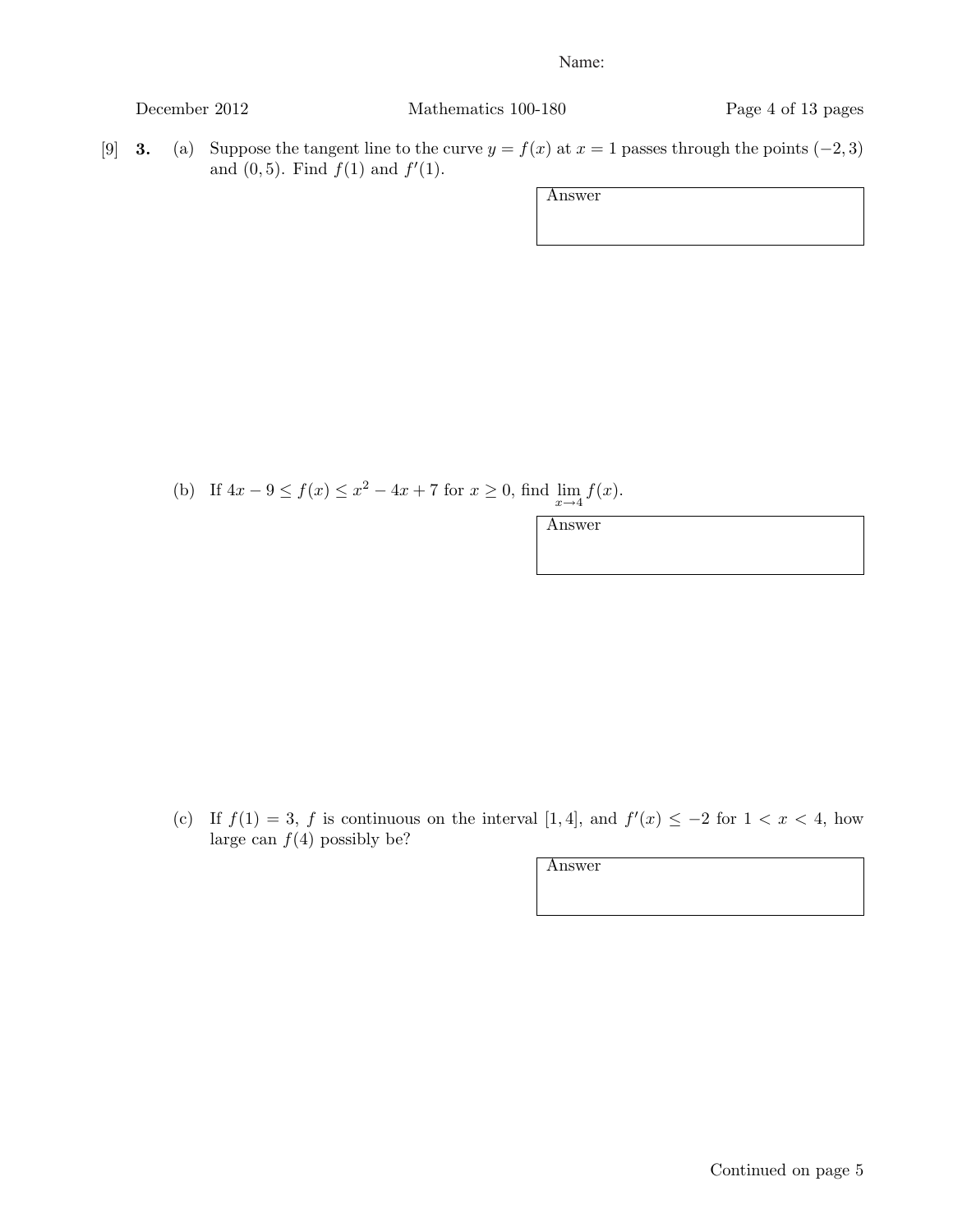Name:

[9] **3.** (a) Suppose the tangent line to the curve $y = f(x)$ at $x = 1$ passes through the points $(-2, 3)$ and $(0, 5)$. Find $f(1)$ and $f'(1)$.

Answer

(b) If $4x - 9 \leq f(x) \leq x^2 - 4x + 7$ for $x \geq 0$, find $\lim_{x \to 4} f(x)$.

Answer

(c) If $f(1) = 3$, $f$ is continuous on the interval $[1, 4]$, and $f'(x) \leq -2$ for $1 < x < 4$, how large can $f(4)$ possibly be?

Answer

Continued on page 5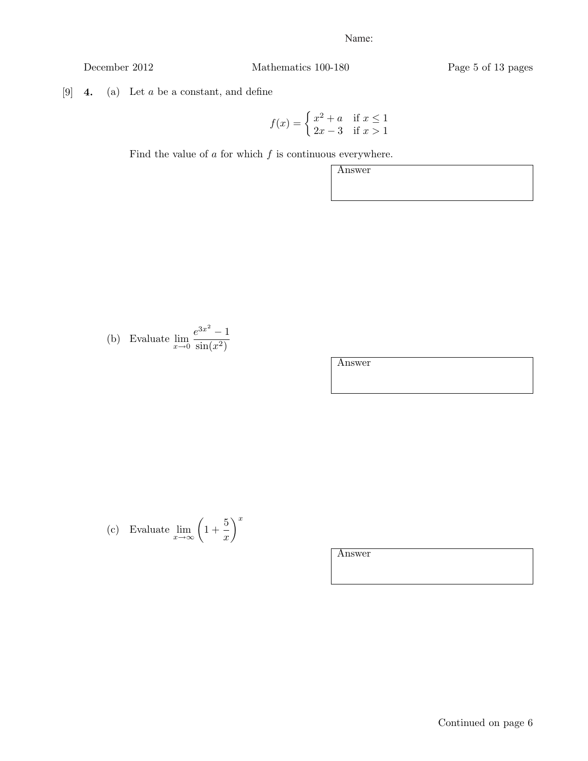Name:

[9] **4.** (a) Let $a$ be a constant, and define

$$f(x) = \begin{cases} x^2 + a & \text{if } x \leq 1 \\ 2x - 3 & \text{if } x > 1 \end{cases}$$

Find the value of $a$ for which $f$ is continuous everywhere.

Answer

(b) Evaluate $\displaystyle\lim_{x \to 0} \frac{e^{3x^2} - 1}{\sin(x^2)}$

Answer

(c) Evaluate $\displaystyle\lim_{x \to \infty} \left(1 + \frac{5}{x}\right)^x$

Answer

Continued on page 6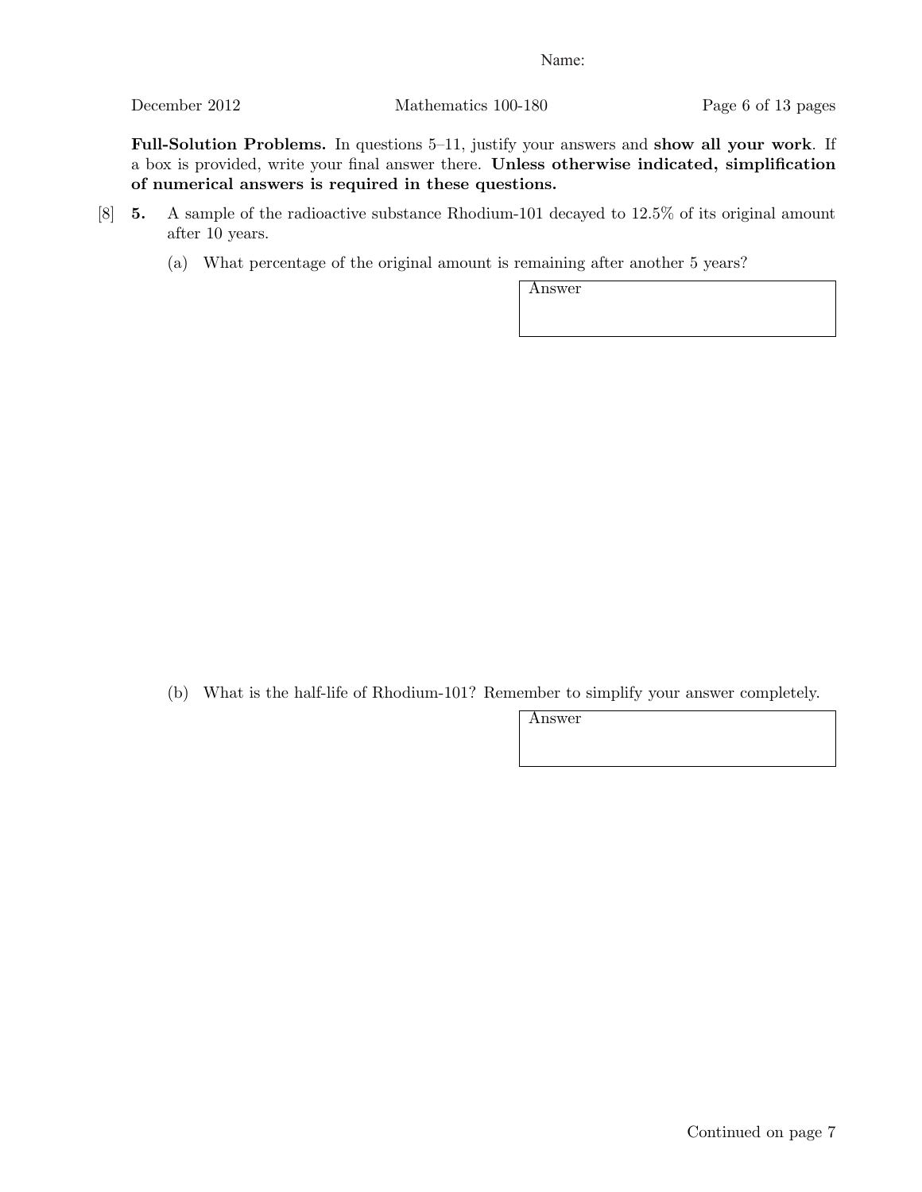Name:

**Full-Solution Problems.** In questions 5–11, justify your answers and **show all your work**. If a box is provided, write your final answer there. **Unless otherwise indicated, simplification of numerical answers is required in these questions.**

[8] **5.** A sample of the radioactive substance Rhodium-101 decayed to 12.5% of its original amount after 10 years.

(a) What percentage of the original amount is remaining after another 5 years?

Answer

(b) What is the half-life of Rhodium-101? Remember to simplify your answer completely.

Answer

Continued on page 7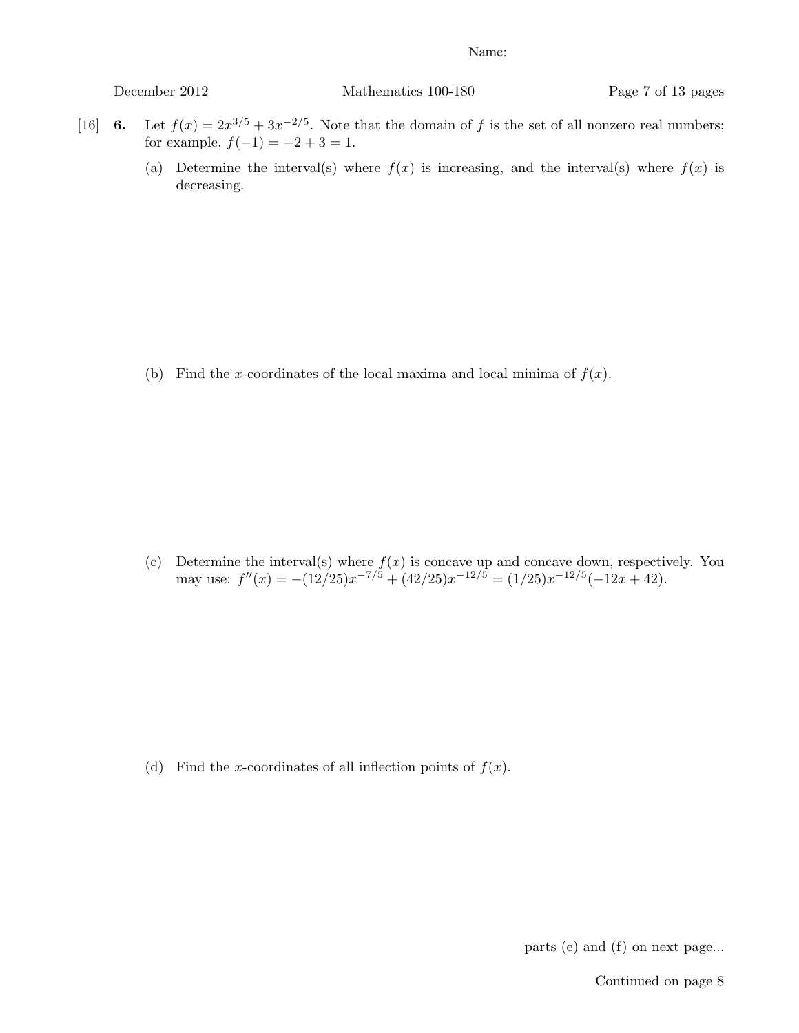Name:

[16] **6.** Let $f(x) = 2x^{3/5} + 3x^{-2/5}$. Note that the domain of $f$ is the set of all nonzero real numbers; for example, $f(-1) = -2 + 3 = 1$.

(a) Determine the interval(s) where $f(x)$ is increasing, and the interval(s) where $f(x)$ is decreasing.

(b) Find the $x$-coordinates of the local maxima and local minima of $f(x)$.

(c) Determine the interval(s) where $f(x)$ is concave up and concave down, respectively. You may use: $f''(x) = -(12/25)x^{-7/5} + (42/25)x^{-12/5} = (1/25)x^{-12/5}(-12x + 42)$.

(d) Find the $x$-coordinates of all inflection points of $f(x)$.

parts (e) and (f) on next page...

Continued on page 8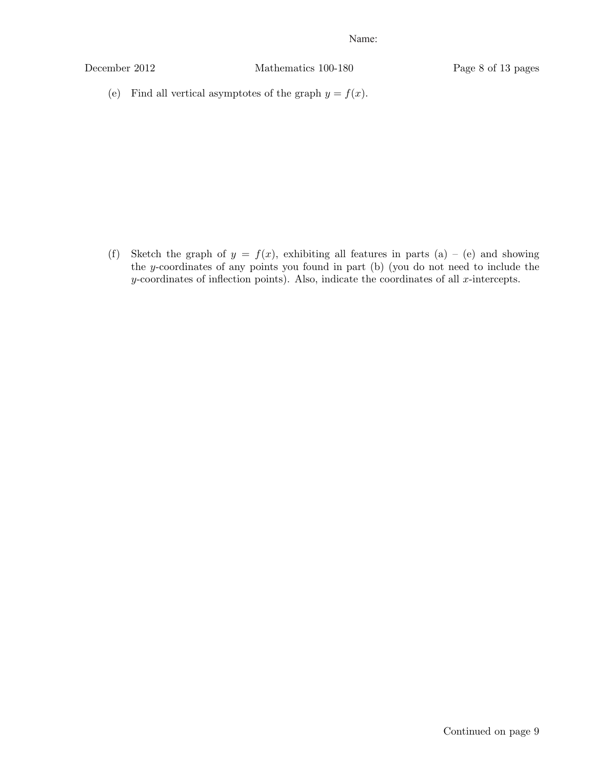(e) Find all vertical asymptotes of the graph $y = f(x)$.

(f) Sketch the graph of $y = f(x)$, exhibiting all features in parts (a) – (e) and showing the $y$-coordinates of any points you found in part (b) (you do not need to include the $y$-coordinates of inflection points). Also, indicate the coordinates of all $x$-intercepts.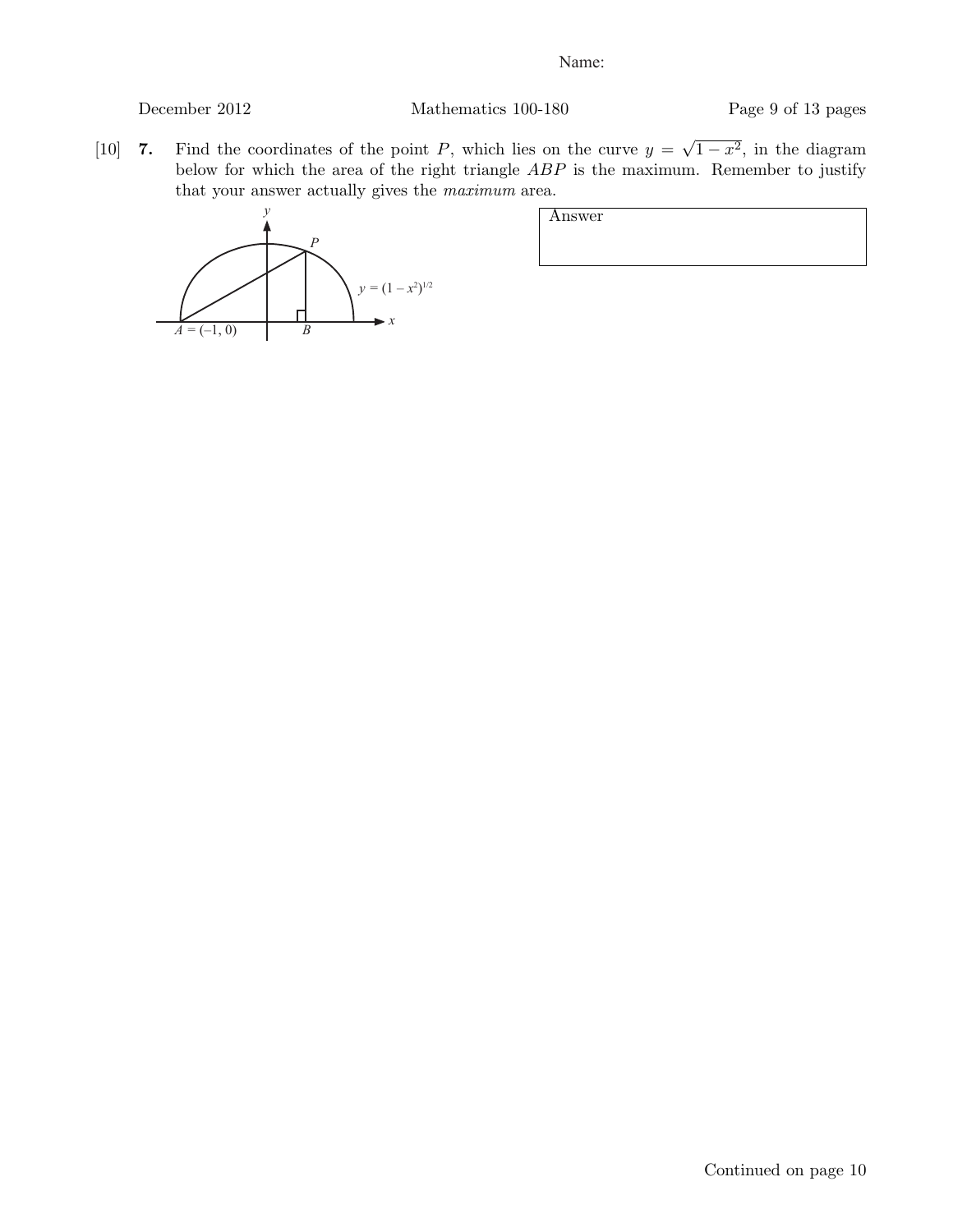Name:

[10] **7.** Find the coordinates of the point $P$, which lies on the curve $y = \sqrt{1 - x^2}$, in the diagram below for which the area of the right triangle $ABP$ is the maximum. Remember to justify that your answer actually gives the *maximum* area.

$A = (-1, 0)$, $B$, $P$, $y = (1 - x^2)^{1/2}$

| Answer |
|---|
| |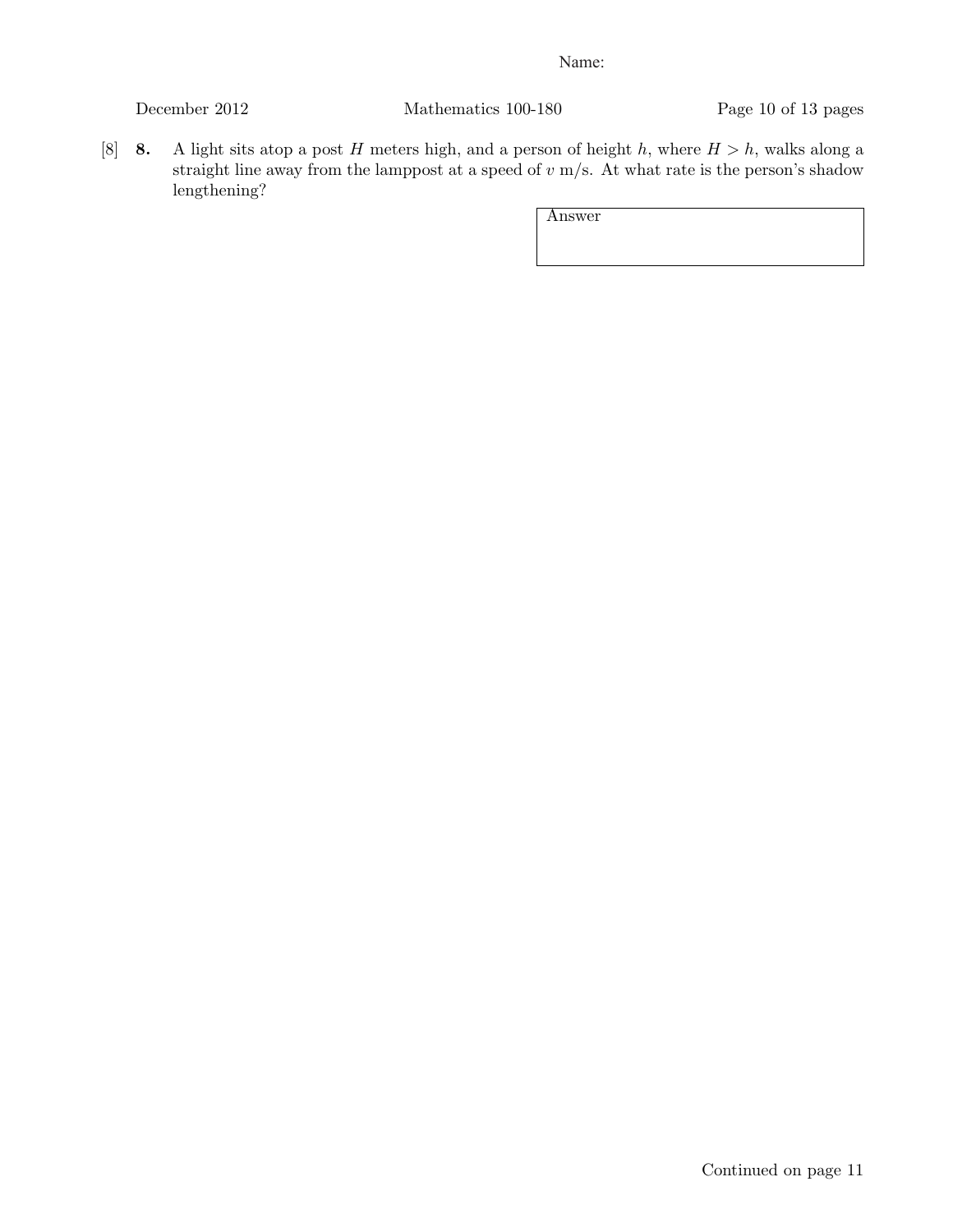[8] **8.** A light sits atop a post $H$ meters high, and a person of height $h$, where $H > h$, walks along a straight line away from the lamppost at a speed of $v$ m/s. At what rate is the person's shadow lengthening?

| Answer |
|---|
| |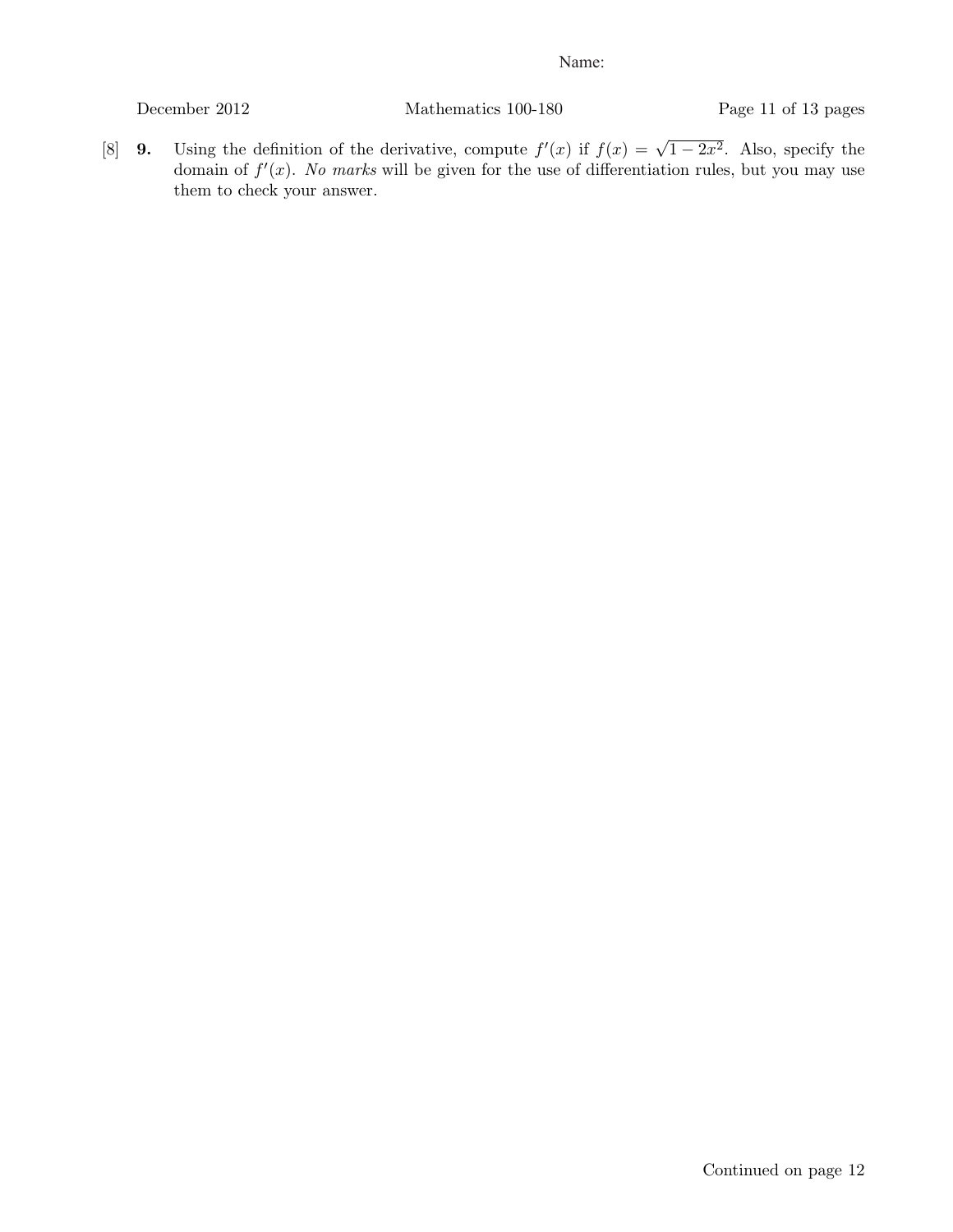[8] **9.** Using the definition of the derivative, compute $f'(x)$ if $f(x) = \sqrt{1 - 2x^2}$. Also, specify the domain of $f'(x)$. *No marks* will be given for the use of differentiation rules, but you may use them to check your answer.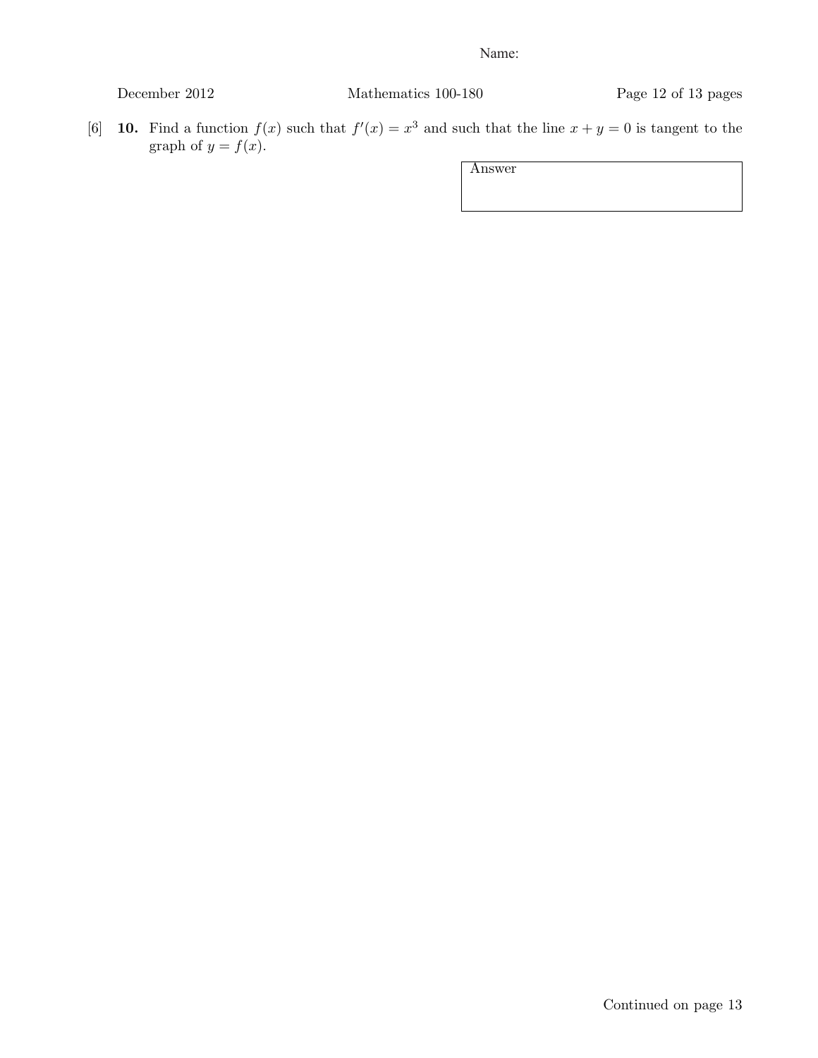[6] **10.** Find a function $f(x)$ such that $f'(x) = x^3$ and such that the line $x + y = 0$ is tangent to the graph of $y = f(x)$.

| Answer |
|---|
| |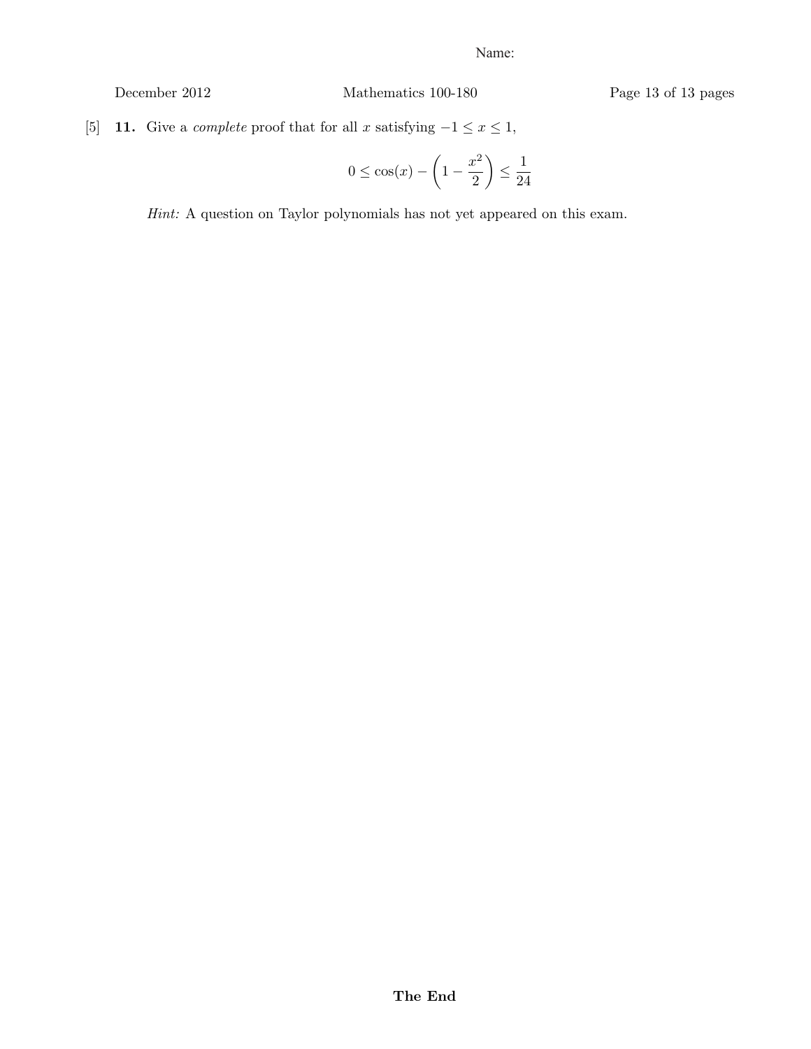[5] **11.** Give a *complete* proof that for all $x$ satisfying $-1 \leq x \leq 1$,

$$0 \leq \cos(x) - \left(1 - \frac{x^2}{2}\right) \leq \frac{1}{24}$$

*Hint:* A question on Taylor polynomials has not yet appeared on this exam.

**The End**